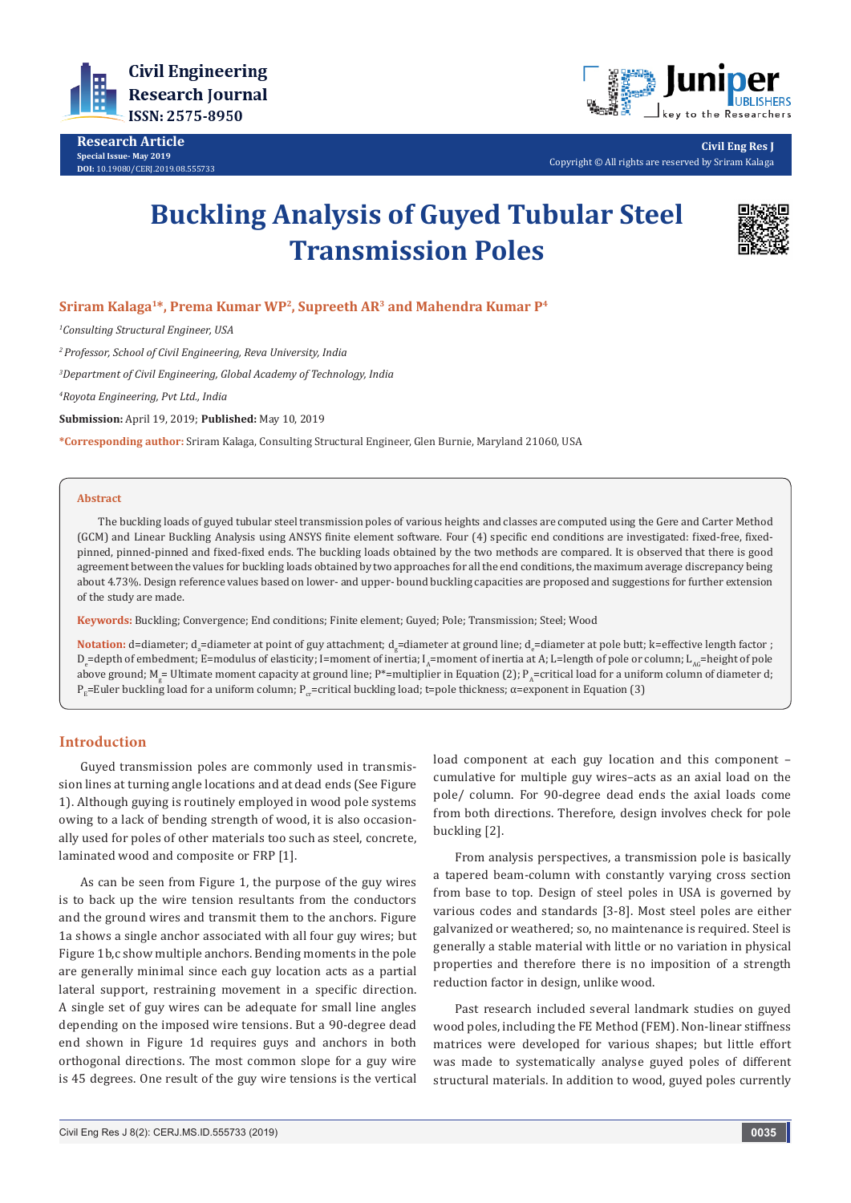Civil Engineering Research Journal ISSN: 2575-8950

**Research Article**
**Special Issue- May 2019**
**DOI:** 10.19080/CERJ.2019.08.555733

**Civil Eng Res J**
Copyright © All rights are reserved by Sriram Kalaga

# Buckling Analysis of Guyed Tubular Steel Transmission Poles

**Sriram Kalaga[1]*, Prema Kumar WP[2], Supreeth AR[3] and Mahendra Kumar P[4]**

*[1]Consulting Structural Engineer, USA*

*[2] Professor, School of Civil Engineering, Reva University, India*

*[3]Department of Civil Engineering, Global Academy of Technology, India*

*[4]Royota Engineering, Pvt Ltd., India*

**Submission:** April 19, 2019; **Published:** May 10, 2019

***Corresponding author:** Sriram Kalaga, Consulting Structural Engineer, Glen Burnie, Maryland 21060, USA

### Abstract

The buckling loads of guyed tubular steel transmission poles of various heights and classes are computed using the Gere and Carter Method (GCM) and Linear Buckling Analysis using ANSYS finite element software. Four (4) specific end conditions are investigated: fixed-free, fixed-pinned, pinned-pinned and fixed-fixed ends. The buckling loads obtained by the two methods are compared. It is observed that there is good agreement between the values for buckling loads obtained by two approaches for all the end conditions, the maximum average discrepancy being about 4.73%. Design reference values based on lower- and upper- bound buckling capacities are proposed and suggestions for further extension of the study are made.

**Keywords:** Buckling; Convergence; End conditions; Finite element; Guyed; Pole; Transmission; Steel; Wood

**Notation:** d=diameter; $d_a$=diameter at point of guy attachment; $d_g$=diameter at ground line; $d_e$=diameter at pole butt; k=effective length factor ; $D_e$=depth of embedment; E=modulus of elasticity; I=moment of inertia; $I_A$=moment of inertia at A; L=length of pole or column; $L_{AG}$=height of pole above ground; $M_g$= Ultimate moment capacity at ground line; P*=multiplier in Equation (2); $P_A$=critical load for a uniform column of diameter d; $P_E$=Euler buckling load for a uniform column; $P_{cr}$=critical buckling load; t=pole thickness; α=exponent in Equation (3)

## Introduction

Guyed transmission poles are commonly used in transmission lines at turning angle locations and at dead ends (See Figure 1). Although guying is routinely employed in wood pole systems owing to a lack of bending strength of wood, it is also occasionally used for poles of other materials too such as steel, concrete, laminated wood and composite or FRP [1].

As can be seen from Figure 1, the purpose of the guy wires is to back up the wire tension resultants from the conductors and the ground wires and transmit them to the anchors. Figure 1a shows a single anchor associated with all four guy wires; but Figure 1b,c show multiple anchors. Bending moments in the pole are generally minimal since each guy location acts as a partial lateral support, restraining movement in a specific direction. A single set of guy wires can be adequate for small line angles depending on the imposed wire tensions. But a 90-degree dead end shown in Figure 1d requires guys and anchors in both orthogonal directions. The most common slope for a guy wire is 45 degrees. One result of the guy wire tensions is the vertical load component at each guy location and this component – cumulative for multiple guy wires–acts as an axial load on the pole/ column. For 90-degree dead ends the axial loads come from both directions. Therefore, design involves check for pole buckling [2].

From analysis perspectives, a transmission pole is basically a tapered beam-column with constantly varying cross section from base to top. Design of steel poles in USA is governed by various codes and standards [3-8]. Most steel poles are either galvanized or weathered; so, no maintenance is required. Steel is generally a stable material with little or no variation in physical properties and therefore there is no imposition of a strength reduction factor in design, unlike wood.

Past research included several landmark studies on guyed wood poles, including the FE Method (FEM). Non-linear stiffness matrices were developed for various shapes; but little effort was made to systematically analyse guyed poles of different structural materials. In addition to wood, guyed poles currently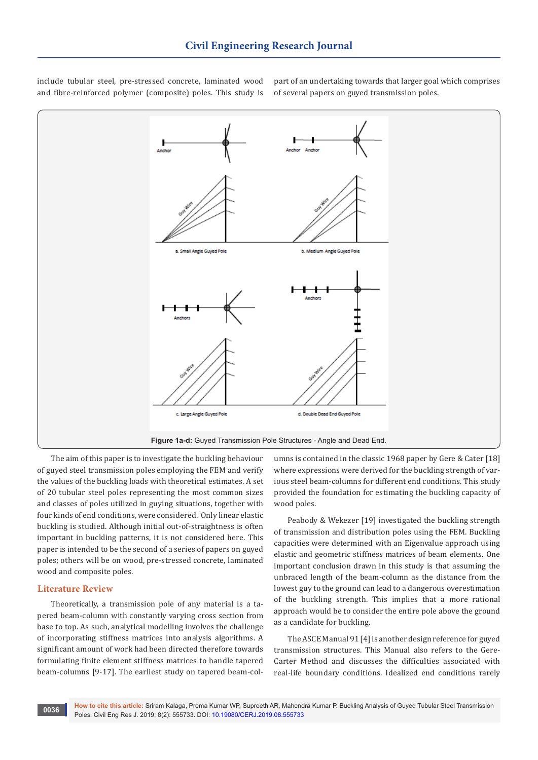include tubular steel, pre-stressed concrete, laminated wood and fibre-reinforced polymer (composite) poles. This study is part of an undertaking towards that larger goal which comprises of several papers on guyed transmission poles.

**Figure 1a-d:** Guyed Transmission Pole Structures - Angle and Dead End.

The aim of this paper is to investigate the buckling behaviour of guyed steel transmission poles employing the FEM and verify the values of the buckling loads with theoretical estimates. A set of 20 tubular steel poles representing the most common sizes and classes of poles utilized in guying situations, together with four kinds of end conditions, were considered. Only linear elastic buckling is studied. Although initial out-of-straightness is often important in buckling patterns, it is not considered here. This paper is intended to be the second of a series of papers on guyed poles; others will be on wood, pre-stressed concrete, laminated wood and composite poles.

## Literature Review

Theoretically, a transmission pole of any material is a tapered beam-column with constantly varying cross section from base to top. As such, analytical modelling involves the challenge of incorporating stiffness matrices into analysis algorithms. A significant amount of work had been directed therefore towards formulating finite element stiffness matrices to handle tapered beam-columns [9-17]. The earliest study on tapered beam-columns is contained in the classic 1968 paper by Gere & Cater [18] where expressions were derived for the buckling strength of various steel beam-columns for different end conditions. This study provided the foundation for estimating the buckling capacity of wood poles.

Peabody & Wekezer [19] investigated the buckling strength of transmission and distribution poles using the FEM. Buckling capacities were determined with an Eigenvalue approach using elastic and geometric stiffness matrices of beam elements. One important conclusion drawn in this study is that assuming the unbraced length of the beam-column as the distance from the lowest guy to the ground can lead to a dangerous overestimation of the buckling strength. This implies that a more rational approach would be to consider the entire pole above the ground as a candidate for buckling.

The ASCE Manual 91 [4] is another design reference for guyed transmission structures. This Manual also refers to the Gere-Carter Method and discusses the difficulties associated with real-life boundary conditions. Idealized end conditions rarely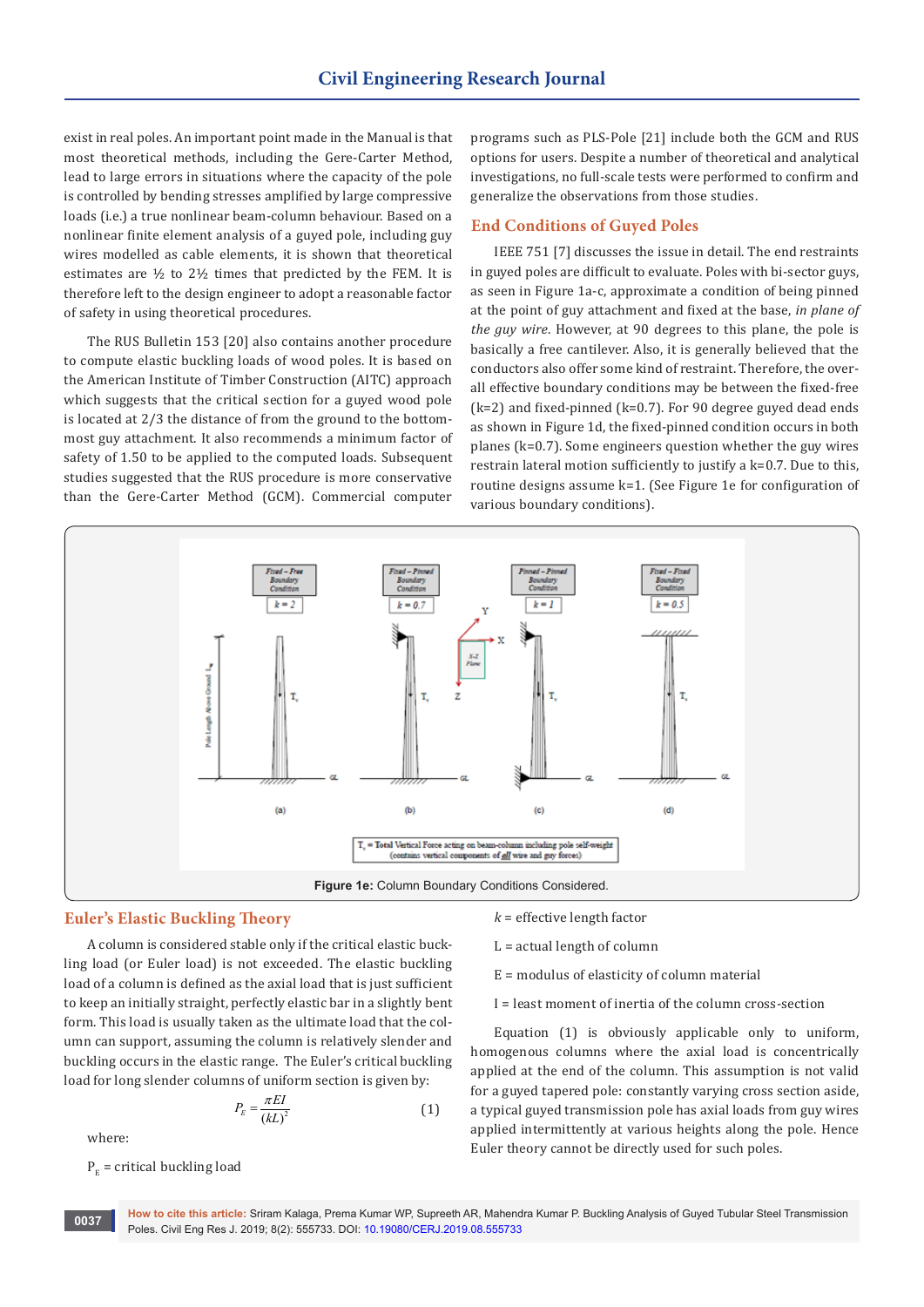exist in real poles. An important point made in the Manual is that most theoretical methods, including the Gere-Carter Method, lead to large errors in situations where the capacity of the pole is controlled by bending stresses amplified by large compressive loads (i.e.) a true nonlinear beam-column behaviour. Based on a nonlinear finite element analysis of a guyed pole, including guy wires modelled as cable elements, it is shown that theoretical estimates are ½ to 2½ times that predicted by the FEM. It is therefore left to the design engineer to adopt a reasonable factor of safety in using theoretical procedures.

The RUS Bulletin 153 [20] also contains another procedure to compute elastic buckling loads of wood poles. It is based on the American Institute of Timber Construction (AITC) approach which suggests that the critical section for a guyed wood pole is located at 2/3 the distance of from the ground to the bottom-most guy attachment. It also recommends a minimum factor of safety of 1.50 to be applied to the computed loads. Subsequent studies suggested that the RUS procedure is more conservative than the Gere-Carter Method (GCM). Commercial computer programs such as PLS-Pole [21] include both the GCM and RUS options for users. Despite a number of theoretical and analytical investigations, no full-scale tests were performed to confirm and generalize the observations from those studies.

## End Conditions of Guyed Poles

IEEE 751 [7] discusses the issue in detail. The end restraints in guyed poles are difficult to evaluate. Poles with bi-sector guys, as seen in Figure 1a-c, approximate a condition of being pinned at the point of guy attachment and fixed at the base, *in plane of the guy wire*. However, at 90 degrees to this plane, the pole is basically a free cantilever. Also, it is generally believed that the conductors also offer some kind of restraint. Therefore, the overall effective boundary conditions may be between the fixed-free (k=2) and fixed-pinned (k=0.7). For 90 degree guyed dead ends as shown in Figure 1d, the fixed-pinned condition occurs in both planes (k=0.7). Some engineers question whether the guy wires restrain lateral motion sufficiently to justify a k=0.7. Due to this, routine designs assume k=1. (See Figure 1e for configuration of various boundary conditions).

**Figure 1e:** Column Boundary Conditions Considered.

## Euler's Elastic Buckling Theory

A column is considered stable only if the critical elastic buckling load (or Euler load) is not exceeded. The elastic buckling load of a column is defined as the axial load that is just sufficient to keep an initially straight, perfectly elastic bar in a slightly bent form. This load is usually taken as the ultimate load that the column can support, assuming the column is relatively slender and buckling occurs in the elastic range. The Euler's critical buckling load for long slender columns of uniform section is given by:

$$P_E = \frac{\pi EI}{(kL)^2} \quad (1)$$

where:

$P_E$ = critical buckling load

$k$ = effective length factor

L = actual length of column

E = modulus of elasticity of column material

I = least moment of inertia of the column cross-section

Equation (1) is obviously applicable only to uniform, homogenous columns where the axial load is concentrically applied at the end of the column. This assumption is not valid for a guyed tapered pole: constantly varying cross section aside, a typical guyed transmission pole has axial loads from guy wires applied intermittently at various heights along the pole. Hence Euler theory cannot be directly used for such poles.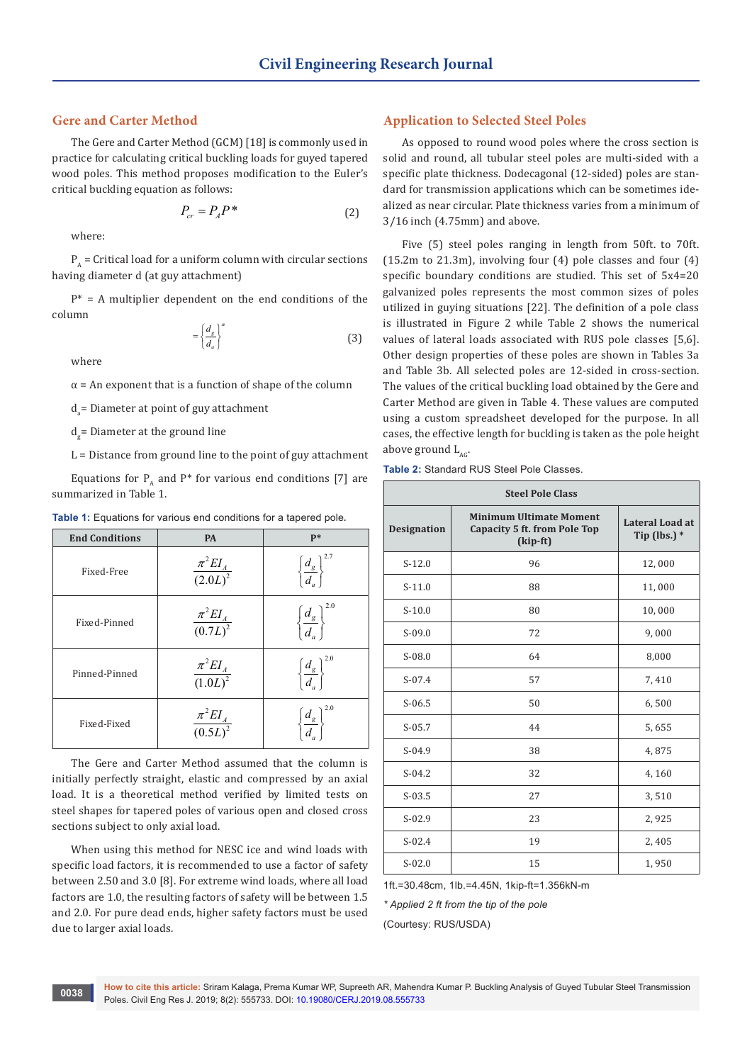## Gere and Carter Method

The Gere and Carter Method (GCM) [18] is commonly used in practice for calculating critical buckling loads for guyed tapered wood poles. This method proposes modification to the Euler's critical buckling equation as follows:

$$P_{cr} = P_A P^* \tag{2}$$

where:

$P_A$ = Critical load for a uniform column with circular sections having diameter d (at guy attachment)

P* = A multiplier dependent on the end conditions of the column

$$= \left\{\frac{d_g}{d_a}\right\}^{\alpha} \tag{3}$$

where

α = An exponent that is a function of shape of the column

$d_a$= Diameter at point of guy attachment

$d_g$= Diameter at the ground line

L = Distance from ground line to the point of guy attachment

Equations for $P_A$ and P* for various end conditions [7] are summarized in Table 1.

**Table 1:** Equations for various end conditions for a tapered pole.

| End Conditions | PA | P* |
|---|---|---|
| Fixed-Free | $\frac{\pi^2 EI_A}{(2.0L)^2}$ | $\left\{\frac{d_g}{d_a}\right\}^{2.7}$ |
| Fixed-Pinned | $\frac{\pi^2 EI_A}{(0.7L)^2}$ | $\left\{\frac{d_g}{d_a}\right\}^{2.0}$ |
| Pinned-Pinned | $\frac{\pi^2 EI_A}{(1.0L)^2}$ | $\left\{\frac{d_g}{d_a}\right\}^{2.0}$ |
| Fixed-Fixed | $\frac{\pi^2 EI_A}{(0.5L)^2}$ | $\left\{\frac{d_g}{d_a}\right\}^{2.0}$ |

The Gere and Carter Method assumed that the column is initially perfectly straight, elastic and compressed by an axial load. It is a theoretical method verified by limited tests on steel shapes for tapered poles of various open and closed cross sections subject to only axial load.

When using this method for NESC ice and wind loads with specific load factors, it is recommended to use a factor of safety between 2.50 and 3.0 [8]. For extreme wind loads, where all load factors are 1.0, the resulting factors of safety will be between 1.5 and 2.0. For pure dead ends, higher safety factors must be used due to larger axial loads.

## Application to Selected Steel Poles

As opposed to round wood poles where the cross section is solid and round, all tubular steel poles are multi-sided with a specific plate thickness. Dodecagonal (12-sided) poles are standard for transmission applications which can be sometimes idealized as near circular. Plate thickness varies from a minimum of 3/16 inch (4.75mm) and above.

Five (5) steel poles ranging in length from 50ft. to 70ft. (15.2m to 21.3m), involving four (4) pole classes and four (4) specific boundary conditions are studied. This set of 5x4=20 galvanized poles represents the most common sizes of poles utilized in guying situations [22]. The definition of a pole class is illustrated in Figure 2 while Table 2 shows the numerical values of lateral loads associated with RUS pole classes [5,6]. Other design properties of these poles are shown in Tables 3a and Table 3b. All selected poles are 12-sided in cross-section. The values of the critical buckling load obtained by the Gere and Carter Method are given in Table 4. These values are computed using a custom spreadsheet developed for the purpose. In all cases, the effective length for buckling is taken as the pole height above ground $L_{AG}$.

**Table 2:** Standard RUS Steel Pole Classes.

| Steel Pole Class | | |
|---|---|---|
| Designation | Minimum Ultimate Moment Capacity 5 ft. from Pole Top (kip-ft) | Lateral Load at Tip (lbs.) * |
| S-12.0 | 96 | 12, 000 |
| S-11.0 | 88 | 11, 000 |
| S-10.0 | 80 | 10, 000 |
| S-09.0 | 72 | 9, 000 |
| S-08.0 | 64 | 8,000 |
| S-07.4 | 57 | 7, 410 |
| S-06.5 | 50 | 6, 500 |
| S-05.7 | 44 | 5, 655 |
| S-04.9 | 38 | 4, 875 |
| S-04.2 | 32 | 4, 160 |
| S-03.5 | 27 | 3, 510 |
| S-02.9 | 23 | 2, 925 |
| S-02.4 | 19 | 2, 405 |
| S-02.0 | 15 | 1, 950 |

1ft.=30.48cm, 1lb.=4.45N, 1kip-ft=1.356kN-m

*\* Applied 2 ft from the tip of the pole*

(Courtesy: RUS/USDA)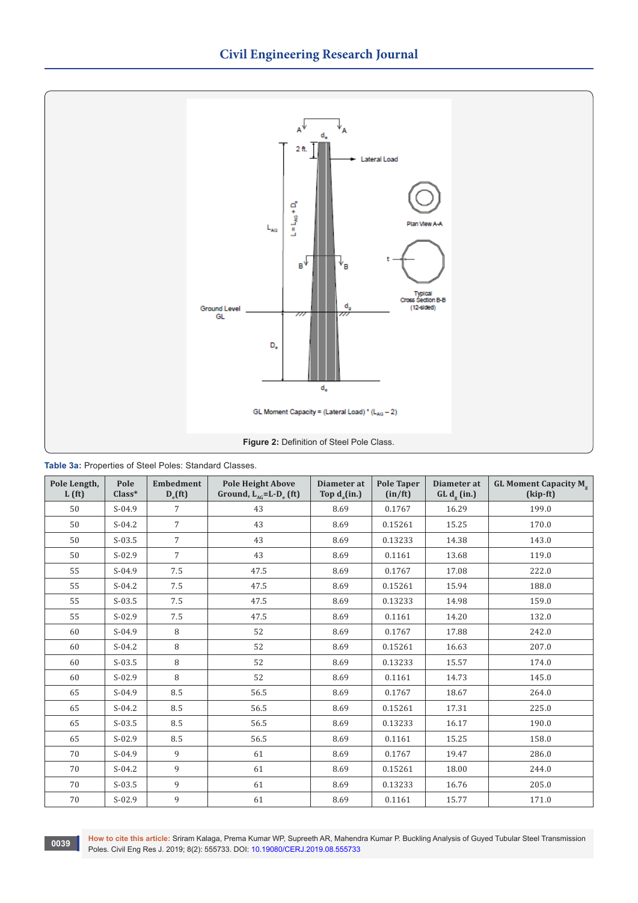Figure 2: Definition of Steel Pole Class.

**Table 3a:** Properties of Steel Poles: Standard Classes.

| Pole Length, L (ft) | Pole Class* | Embedment $D_e$(ft) | Pole Height Above Ground, $L_{AG}$=L-$D_e$ (ft) | Diameter at Top $d_a$(in.) | Pole Taper (in/ft) | Diameter at GL $d_g$ (in.) | GL Moment Capacity $M_g$ (kip-ft) |
|---|---|---|---|---|---|---|---|
| 50 | S-04.9 | 7 | 43 | 8.69 | 0.1767 | 16.29 | 199.0 |
| 50 | S-04.2 | 7 | 43 | 8.69 | 0.15261 | 15.25 | 170.0 |
| 50 | S-03.5 | 7 | 43 | 8.69 | 0.13233 | 14.38 | 143.0 |
| 50 | S-02.9 | 7 | 43 | 8.69 | 0.1161 | 13.68 | 119.0 |
| 55 | S-04.9 | 7.5 | 47.5 | 8.69 | 0.1767 | 17.08 | 222.0 |
| 55 | S-04.2 | 7.5 | 47.5 | 8.69 | 0.15261 | 15.94 | 188.0 |
| 55 | S-03.5 | 7.5 | 47.5 | 8.69 | 0.13233 | 14.98 | 159.0 |
| 55 | S-02.9 | 7.5 | 47.5 | 8.69 | 0.1161 | 14.20 | 132.0 |
| 60 | S-04.9 | 8 | 52 | 8.69 | 0.1767 | 17.88 | 242.0 |
| 60 | S-04.2 | 8 | 52 | 8.69 | 0.15261 | 16.63 | 207.0 |
| 60 | S-03.5 | 8 | 52 | 8.69 | 0.13233 | 15.57 | 174.0 |
| 60 | S-02.9 | 8 | 52 | 8.69 | 0.1161 | 14.73 | 145.0 |
| 65 | S-04.9 | 8.5 | 56.5 | 8.69 | 0.1767 | 18.67 | 264.0 |
| 65 | S-04.2 | 8.5 | 56.5 | 8.69 | 0.15261 | 17.31 | 225.0 |
| 65 | S-03.5 | 8.5 | 56.5 | 8.69 | 0.13233 | 16.17 | 190.0 |
| 65 | S-02.9 | 8.5 | 56.5 | 8.69 | 0.1161 | 15.25 | 158.0 |
| 70 | S-04.9 | 9 | 61 | 8.69 | 0.1767 | 19.47 | 286.0 |
| 70 | S-04.2 | 9 | 61 | 8.69 | 0.15261 | 18.00 | 244.0 |
| 70 | S-03.5 | 9 | 61 | 8.69 | 0.13233 | 16.76 | 205.0 |
| 70 | S-02.9 | 9 | 61 | 8.69 | 0.1161 | 15.77 | 171.0 |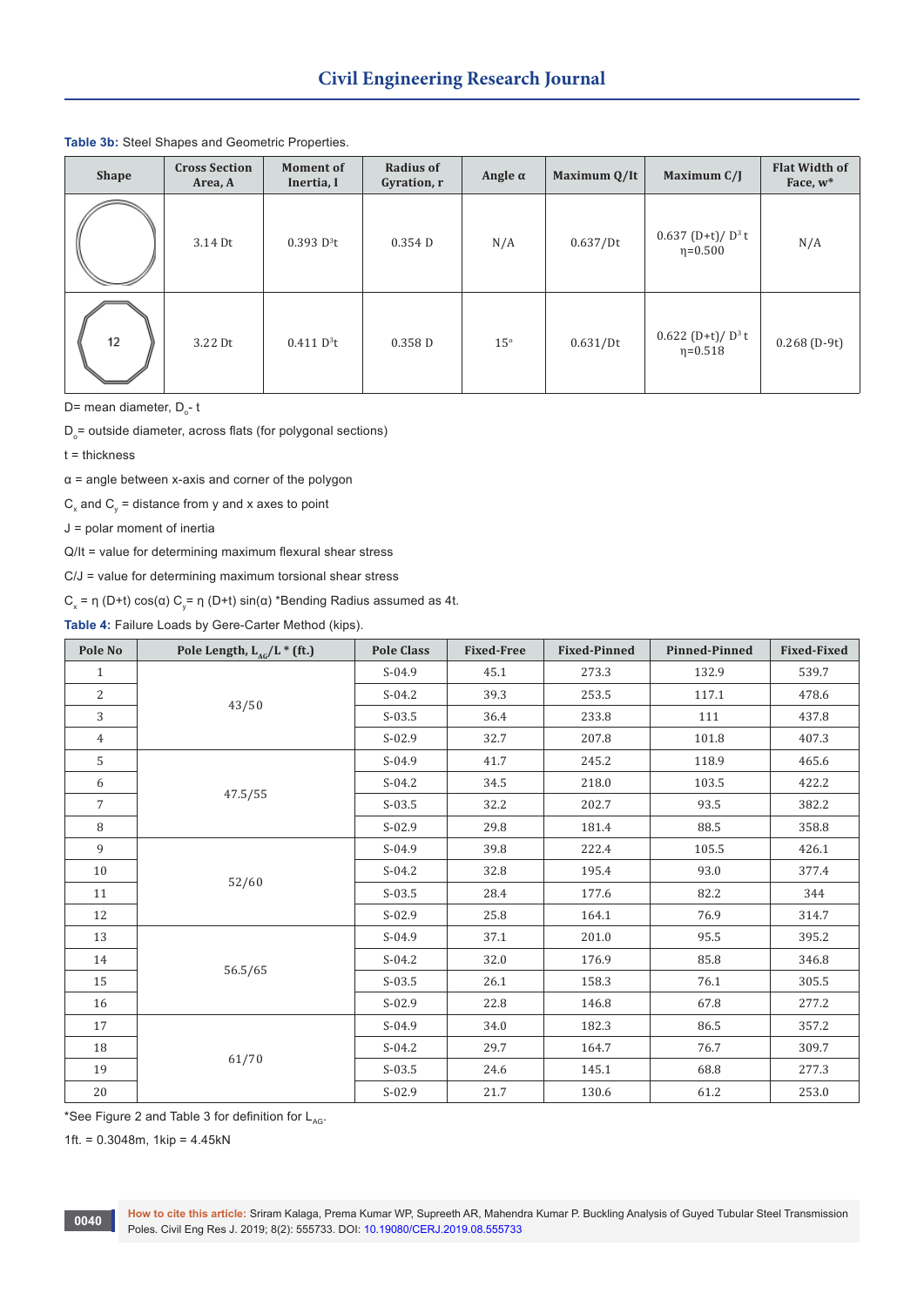**Table 3b:** Steel Shapes and Geometric Properties.

| Shape | Cross Section Area, A | Moment of Inertia, I | Radius of Gyration, r | Angle α | Maximum Q/It | Maximum C/J | Flat Width of Face, w* |
|---|---|---|---|---|---|---|---|
| Circle | 3.14 Dt | 0.393 $D^3t$ | 0.354 D | N/A | 0.637/Dt | 0.637 $(D+t)/D^3t$ η=0.500 | N/A |
| 12 | 3.22 Dt | 0.411 $D^3t$ | 0.358 D | 15° | 0.631/Dt | 0.622 $(D+t)/D^3t$ η=0.518 | 0.268 (D-9t) |

D= mean diameter, $D_o$- t

$D_o$= outside diameter, across flats (for polygonal sections)

t = thickness

α = angle between x-axis and corner of the polygon

$C_x$ and $C_y$ = distance from y and x axes to point

J = polar moment of inertia

Q/It = value for determining maximum flexural shear stress

C/J = value for determining maximum torsional shear stress

$C_x$ = η (D+t) cos(α) $C_y$= η (D+t) sin(α) *Bending Radius assumed as 4t.

**Table 4:** Failure Loads by Gere-Carter Method (kips).

| Pole No | Pole Length, $L_{AG}$/L * (ft.) | Pole Class | Fixed-Free | Fixed-Pinned | Pinned-Pinned | Pinned-Fixed |
|---|---|---|---|---|---|---|
| 1 | 43/50 | S-04.9 | 45.1 | 273.3 | 132.9 | 539.7 |
| 2 | | S-04.2 | 39.3 | 253.5 | 117.1 | 478.6 |
| 3 | | S-03.5 | 36.4 | 233.8 | 111 | 437.8 |
| 4 | | S-02.9 | 32.7 | 207.8 | 101.8 | 407.3 |
| 5 | 47.5/55 | S-04.9 | 41.7 | 245.2 | 118.9 | 465.6 |
| 6 | | S-04.2 | 34.5 | 218.0 | 103.5 | 422.2 |
| 7 | | S-03.5 | 32.2 | 202.7 | 93.5 | 382.2 |
| 8 | | S-02.9 | 29.8 | 181.4 | 88.5 | 358.8 |
| 9 | 52/60 | S-04.9 | 39.8 | 222.4 | 105.5 | 426.1 |
| 10 | | S-04.2 | 32.8 | 195.4 | 93.0 | 377.4 |
| 11 | | S-03.5 | 28.4 | 177.6 | 82.2 | 344 |
| 12 | | S-02.9 | 25.8 | 164.1 | 76.9 | 314.7 |
| 13 | 56.5/65 | S-04.9 | 37.1 | 201.0 | 95.5 | 395.2 |
| 14 | | S-04.2 | 32.0 | 176.9 | 85.8 | 346.8 |
| 15 | | S-03.5 | 26.1 | 158.3 | 76.1 | 305.5 |
| 16 | | S-02.9 | 22.8 | 146.8 | 67.8 | 277.2 |
| 17 | 61/70 | S-04.9 | 34.0 | 182.3 | 86.5 | 357.2 |
| 18 | | S-04.2 | 29.7 | 164.7 | 76.7 | 309.7 |
| 19 | | S-03.5 | 24.6 | 145.1 | 68.8 | 277.3 |
| 20 | | S-02.9 | 21.7 | 130.6 | 61.2 | 253.0 |

*See Figure 2 and Table 3 for definition for $L_{AG}$.

1ft. = 0.3048m, 1kip = 4.45kN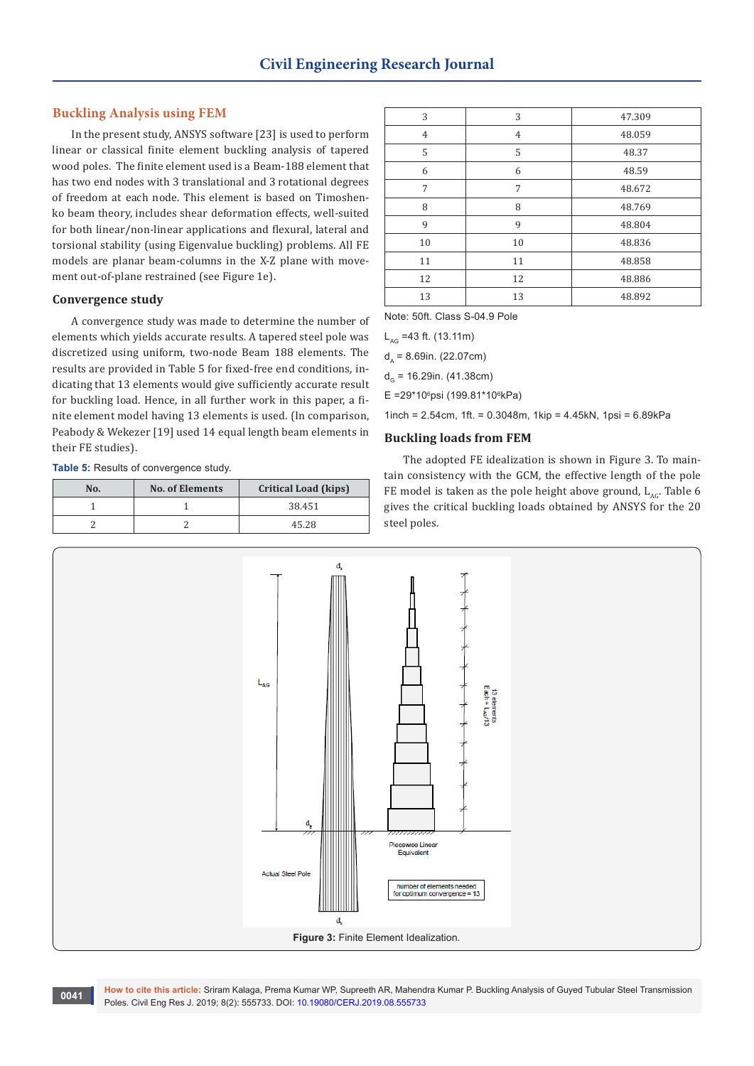## Buckling Analysis using FEM

In the present study, ANSYS software [23] is used to perform linear or classical finite element buckling analysis of tapered wood poles. The finite element used is a Beam-188 element that has two end nodes with 3 translational and 3 rotational degrees of freedom at each node. This element is based on Timoshenko beam theory, includes shear deformation effects, well-suited for both linear/non-linear applications and flexural, lateral and torsional stability (using Eigenvalue buckling) problems. All FE models are planar beam-columns in the X-Z plane with movement out-of-plane restrained (see Figure 1e).

### Convergence study

A convergence study was made to determine the number of elements which yields accurate results. A tapered steel pole was discretized using uniform, two-node Beam 188 elements. The results are provided in Table 5 for fixed-free end conditions, indicating that 13 elements would give sufficiently accurate result for buckling load. Hence, in all further work in this paper, a finite element model having 13 elements is used. (In comparison, Peabody & Wekezer [19] used 14 equal length beam elements in their FE studies).

**Table 5:** Results of convergence study.

| No. | No. of Elements | Critical Load (kips) |
|---|---|---|
| 1 | 1 | 38.451 |
| 2 | 2 | 45.28 |
| 3 | 3 | 47.309 |
| 4 | 4 | 48.059 |
| 5 | 5 | 48.37 |
| 6 | 6 | 48.59 |
| 7 | 7 | 48.672 |
| 8 | 8 | 48.769 |
| 9 | 9 | 48.804 |
| 10 | 10 | 48.836 |
| 11 | 11 | 48.858 |
| 12 | 12 | 48.886 |
| 13 | 13 | 48.892 |

Note: 50ft. Class S-04.9 Pole

$L_{AG}$ =43 ft. (13.11m)

$d_A$ = 8.69in. (22.07cm)

$d_G$ = 16.29in. (41.38cm)

E =29\*10⁶psi (199.81\*10⁶kPa)

1inch = 2.54cm, 1ft. = 0.3048m, 1kip = 4.45kN, 1psi = 6.89kPa

### Buckling loads from FEM

The adopted FE idealization is shown in Figure 3. To maintain consistency with the GCM, the effective length of the pole FE model is taken as the pole height above ground, $L_{AG}$. Table 6 gives the critical buckling loads obtained by ANSYS for the 20 steel poles.

**Figure 3:** Finite Element Idealization.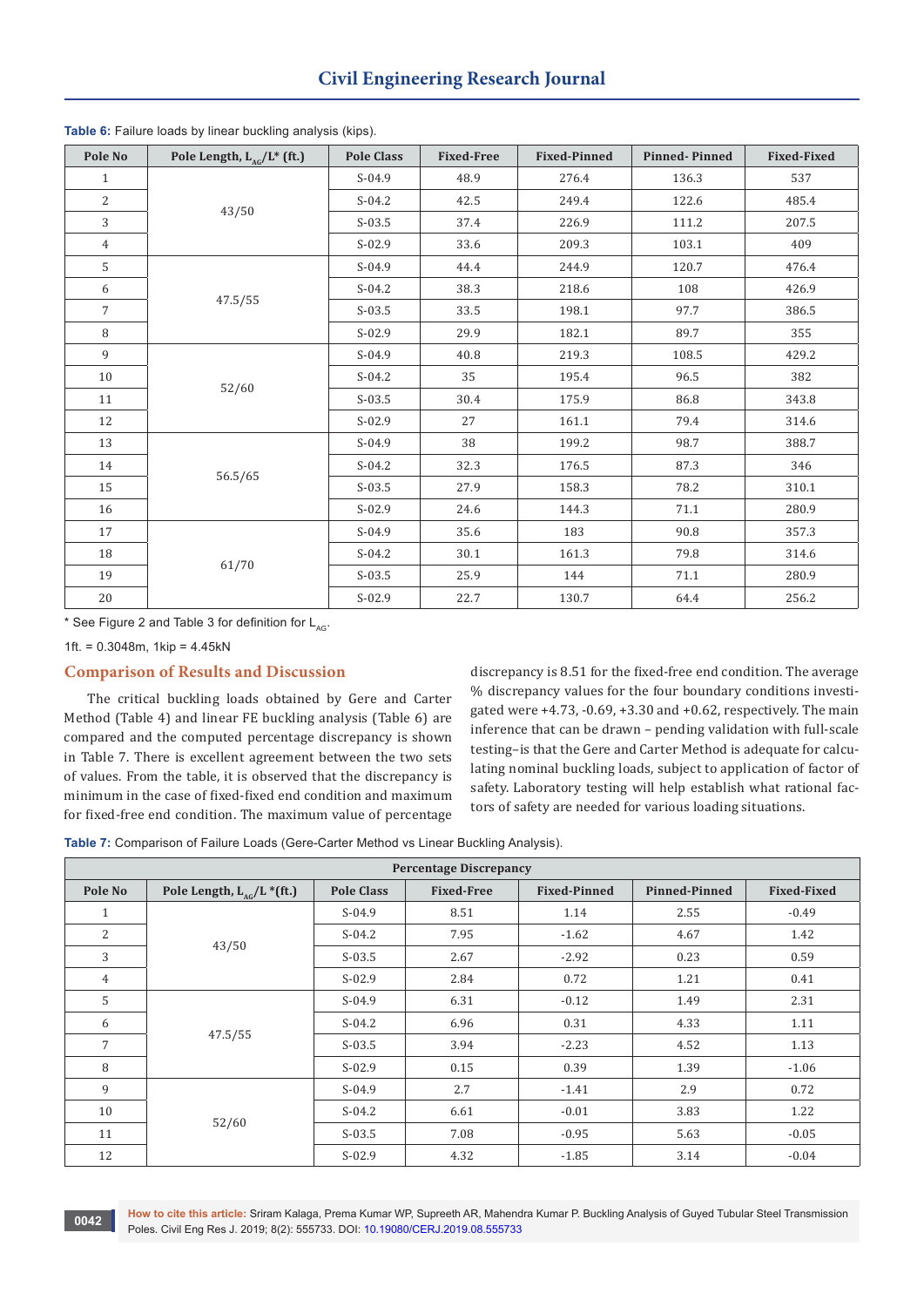**Table 6:** Failure loads by linear buckling analysis (kips).

| Pole No | Pole Length, $L_{AG}$/L* (ft.) | Pole Class | Fixed-Free | Fixed-Pinned | Pinned- Pinned | Fixed-Fixed |
|---|---|---|---|---|---|---|
| 1 | 43/50 | S-04.9 | 48.9 | 276.4 | 136.3 | 537 |
| 2 | | S-04.2 | 42.5 | 249.4 | 122.6 | 485.4 |
| 3 | | S-03.5 | 37.4 | 226.9 | 111.2 | 207.5 |
| 4 | | S-02.9 | 33.6 | 209.3 | 103.1 | 409 |
| 5 | 47.5/55 | S-04.9 | 44.4 | 244.9 | 120.7 | 476.4 |
| 6 | | S-04.2 | 38.3 | 218.6 | 108 | 426.9 |
| 7 | | S-03.5 | 33.5 | 198.1 | 97.7 | 386.5 |
| 8 | | S-02.9 | 29.9 | 182.1 | 89.7 | 355 |
| 9 | 52/60 | S-04.9 | 40.8 | 219.3 | 108.5 | 429.2 |
| 10 | | S-04.2 | 35 | 195.4 | 96.5 | 382 |
| 11 | | S-03.5 | 30.4 | 175.9 | 86.8 | 343.8 |
| 12 | | S-02.9 | 27 | 161.1 | 79.4 | 314.6 |
| 13 | 56.5/65 | S-04.9 | 38 | 199.2 | 98.7 | 388.7 |
| 14 | | S-04.2 | 32.3 | 176.5 | 87.3 | 346 |
| 15 | | S-03.5 | 27.9 | 158.3 | 78.2 | 310.1 |
| 16 | | S-02.9 | 24.6 | 144.3 | 71.1 | 280.9 |
| 17 | 61/70 | S-04.9 | 35.6 | 183 | 90.8 | 357.3 |
| 18 | | S-04.2 | 30.1 | 161.3 | 79.8 | 314.6 |
| 19 | | S-03.5 | 25.9 | 144 | 71.1 | 280.9 |
| 20 | | S-02.9 | 22.7 | 130.7 | 64.4 | 256.2 |

* See Figure 2 and Table 3 for definition for $L_{AG}$.

1ft. = 0.3048m, 1kip = 4.45kN

## Comparison of Results and Discussion

The critical buckling loads obtained by Gere and Carter Method (Table 4) and linear FE buckling analysis (Table 6) are compared and the computed percentage discrepancy is shown in Table 7. There is excellent agreement between the two sets of values. From the table, it is observed that the discrepancy is minimum in the case of fixed-fixed end condition and maximum for fixed-free end condition. The maximum value of percentage discrepancy is 8.51 for the fixed-free end condition. The average % discrepancy values for the four boundary conditions investigated were +4.73, -0.69, +3.30 and +0.62, respectively. The main inference that can be drawn – pending validation with full-scale testing–is that the Gere and Carter Method is adequate for calculating nominal buckling loads, subject to application of factor of safety. Laboratory testing will help establish what rational factors of safety are needed for various loading situations.

**Table 7:** Comparison of Failure Loads (Gere-Carter Method vs Linear Buckling Analysis).

| Percentage Discrepancy | | | | | | |
|---|---|---|---|---|---|---|
| Pole No | Pole Length, $L_{AG}$/L *(ft.) | Pole Class | Fixed-Free | Fixed-Pinned | Pinned-Pinned | Fixed-Fixed |
| 1 | 43/50 | S-04.9 | 8.51 | 1.14 | 2.55 | -0.49 |
| 2 | | S-04.2 | 7.95 | -1.62 | 4.67 | 1.42 |
| 3 | | S-03.5 | 2.67 | -2.92 | 0.23 | 0.59 |
| 4 | | S-02.9 | 2.84 | 0.72 | 1.21 | 0.41 |
| 5 | 47.5/55 | S-04.9 | 6.31 | -0.12 | 1.49 | 2.31 |
| 6 | | S-04.2 | 6.96 | 0.31 | 4.33 | 1.11 |
| 7 | | S-03.5 | 3.94 | -2.23 | 4.52 | 1.13 |
| 8 | | S-02.9 | 0.15 | 0.39 | 1.39 | -1.06 |
| 9 | 52/60 | S-04.9 | 2.7 | -1.41 | 2.9 | 0.72 |
| 10 | | S-04.2 | 6.61 | -0.01 | 3.83 | 1.22 |
| 11 | | S-03.5 | 7.08 | -0.95 | 5.63 | -0.05 |
| 12 | | S-02.9 | 4.32 | -1.85 | 3.14 | -0.04 |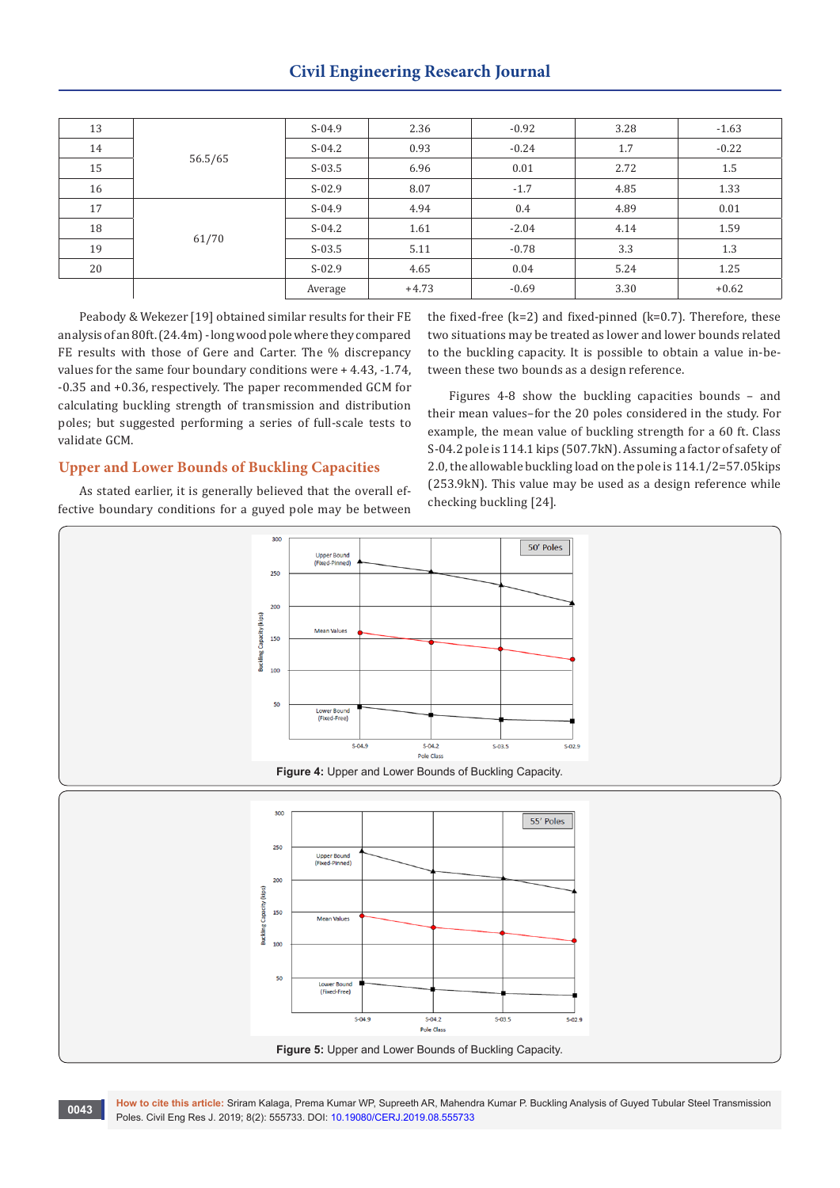| 13 | 56.5/65 | S-04.9 | 2.36 | -0.92 | 3.28 | -1.63 |
|---|---|---|---|---|---|---|
| 14 | | S-04.2 | 0.93 | -0.24 | 1.7 | -0.22 |
| 15 | | S-03.5 | 6.96 | 0.01 | 2.72 | 1.5 |
| 16 | | S-02.9 | 8.07 | -1.7 | 4.85 | 1.33 |
| 17 | 61/70 | S-04.9 | 4.94 | 0.4 | 4.89 | 0.01 |
| 18 | | S-04.2 | 1.61 | -2.04 | 4.14 | 1.59 |
| 19 | | S-03.5 | 5.11 | -0.78 | 3.3 | 1.3 |
| 20 | | S-02.9 | 4.65 | 0.04 | 5.24 | 1.25 |
| | | Average | +4.73 | -0.69 | 3.30 | +0.62 |

Peabody & Wekezer [19] obtained similar results for their FE analysis of an 80ft. (24.4m) - long wood pole where they compared FE results with those of Gere and Carter. The % discrepancy values for the same four boundary conditions were + 4.43, -1.74, -0.35 and +0.36, respectively. The paper recommended GCM for calculating buckling strength of transmission and distribution poles; but suggested performing a series of full-scale tests to validate GCM.

## Upper and Lower Bounds of Buckling Capacities

As stated earlier, it is generally believed that the overall effective boundary conditions for a guyed pole may be between the fixed-free (k=2) and fixed-pinned (k=0.7). Therefore, these two situations may be treated as lower and lower bounds related to the buckling capacity. It is possible to obtain a value in-between these two bounds as a design reference.

Figures 4-8 show the buckling capacities bounds – and their mean values–for the 20 poles considered in the study. For example, the mean value of buckling strength for a 60 ft. Class S-04.2 pole is 114.1 kips (507.7kN). Assuming a factor of safety of 2.0, the allowable buckling load on the pole is 114.1/2=57.05kips (253.9kN). This value may be used as a design reference while checking buckling [24].

**Figure 4:** Upper and Lower Bounds of Buckling Capacity.

**Figure 5:** Upper and Lower Bounds of Buckling Capacity.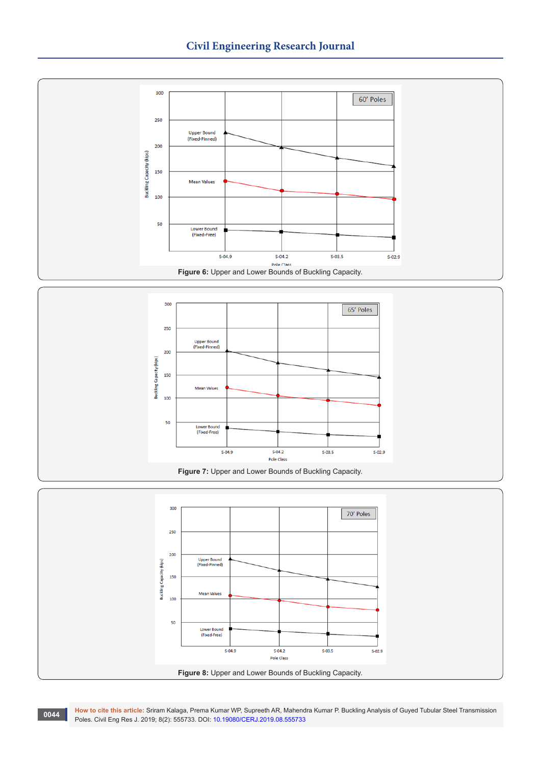Figure 6: Upper and Lower Bounds of Buckling Capacity.

Figure 7: Upper and Lower Bounds of Buckling Capacity.

Figure 8: Upper and Lower Bounds of Buckling Capacity.

**How to cite this article:** Sriram Kalaga, Prema Kumar WP, Supreeth AR, Mahendra Kumar P. Buckling Analysis of Guyed Tubular Steel Transmission Poles. Civil Eng Res J. 2019; 8(2): 555733. DOI: 10.19080/CERJ.2019.08.555733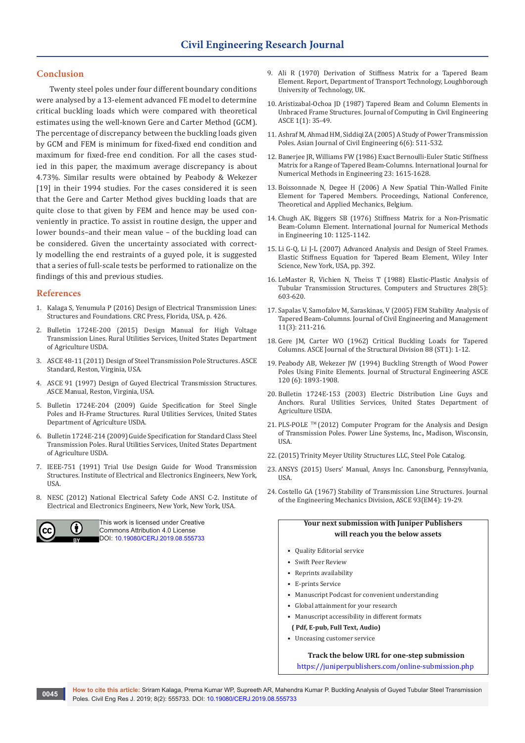## Conclusion

Twenty steel poles under four different boundary conditions were analysed by a 13-element advanced FE model to determine critical buckling loads which were compared with theoretical estimates using the well-known Gere and Carter Method (GCM). The percentage of discrepancy between the buckling loads given by GCM and FEM is minimum for fixed-fixed end condition and maximum for fixed-free end condition. For all the cases studied in this paper, the maximum average discrepancy is about 4.73%. Similar results were obtained by Peabody & Wekezer [19] in their 1994 studies. For the cases considered it is seen that the Gere and Carter Method gives buckling loads that are quite close to that given by FEM and hence may be used conveniently in practice. To assist in routine design, the upper and lower bounds–and their mean value – of the buckling load can be considered. Given the uncertainty associated with correctly modelling the end restraints of a guyed pole, it is suggested that a series of full-scale tests be performed to rationalize on the findings of this and previous studies.

## References

1. Kalaga S, Yenumula P (2016) Design of Electrical Transmission Lines: Structures and Foundations. CRC Press, Florida, USA, p. 426.
2. Bulletin 1724E-200 (2015) Design Manual for High Voltage Transmission Lines. Rural Utilities Services, United States Department of Agriculture USDA.
3. ASCE 48-11 (2011) Design of Steel Transmission Pole Structures. ASCE Standard, Reston, Virginia, USA.
4. ASCE 91 (1997) Design of Guyed Electrical Transmission Structures. ASCE Manual, Reston, Virginia, USA.
5. Bulletin 1724E-204 (2009) Guide Specification for Steel Single Poles and H-Frame Structures. Rural Utilities Services, United States Department of Agriculture USDA.
6. Bulletin 1724E-214 (2009) Guide Specification for Standard Class Steel Transmission Poles. Rural Utilities Services, United States Department of Agriculture USDA.
7. IEEE-751 (1991) Trial Use Design Guide for Wood Transmission Structures. Institute of Electrical and Electronics Engineers, New York, USA.
8. NESC (2012) National Electrical Safety Code ANSI C-2. Institute of Electrical and Electronics Engineers, New York, New York, USA.
9. Ali R (1970) Derivation of Stiffness Matrix for a Tapered Beam Element. Report, Department of Transport Technology, Loughborough University of Technology, UK.
10. Aristizabal-Ochoa JD (1987) Tapered Beam and Column Elements in Unbraced Frame Structures. Journal of Computing in Civil Engineering ASCE 1(1): 35-49.
11. Ashraf M, Ahmad HM, Siddiqi ZA (2005) A Study of Power Transmission Poles. Asian Journal of Civil Engineering 6(6): 511-532.
12. Banerjee JR, Williams FW (1986) Exact Bernoulli-Euler Static Stiffness Matrix for a Range of Tapered Beam-Columns. International Journal for Numerical Methods in Engineering 23: 1615-1628.
13. Boissonnade N, Degee H (2006) A New Spatial Thin-Walled Finite Element for Tapered Members. Proceedings, National Conference, Theoretical and Applied Mechanics, Belgium.
14. Chugh AK, Biggers SB (1976) Stiffness Matrix for a Non-Prismatic Beam-Column Element. International Journal for Numerical Methods in Engineering 10: 1125-1142.
15. Li G-Q, Li J-L (2007) Advanced Analysis and Design of Steel Frames. Elastic Stiffness Equation for Tapered Beam Element, Wiley Inter Science, New York, USA, pp. 392.
16. LeMaster R, Vichien N, Theiss T (1988) Elastic-Plastic Analysis of Tubular Transmission Structures. Computers and Structures 28(5): 603-620.
17. Sapalas V, Samofalov M, Saraskinas, V (2005) FEM Stability Analysis of Tapered Beam-Columns. Journal of Civil Engineering and Management 11(3): 211-216.
18. Gere JM, Carter WO (1962) Critical Buckling Loads for Tapered Columns. ASCE Journal of the Structural Division 88 (ST1): 1-12.
19. Peabody AB, Wekezer JW (1994) Buckling Strength of Wood Power Poles Using Finite Elements. Journal of Structural Engineering ASCE 120 (6): 1893-1908.
20. Bulletin 1724E-153 (2003) Electric Distribution Line Guys and Anchors. Rural Utilities Services, United States Department of Agriculture USDA.
21. PLS-POLE ™ (2012) Computer Program for the Analysis and Design of Transmission Poles. Power Line Systems, Inc., Madison, Wisconsin, USA.
22. (2015) Trinity Meyer Utility Structures LLC, Steel Pole Catalog.
23. ANSYS (2015) Users' Manual, Ansys Inc. Canonsburg, Pennsylvania, USA.
24. Costello GA (1967) Stability of Transmission Line Structures. Journal of the Engineering Mechanics Division, ASCE 93(EM4): 19-29.

This work is licensed under Creative Commons Attribution 4.0 License
DOI: 10.19080/CERJ.2019.08.555733

**Your next submission with Juniper Publishers will reach you the below assets**

- Quality Editorial service
- Swift Peer Review
- Reprints availability
- E-prints Service
- Manuscript Podcast for convenient understanding
- Global attainment for your research
- Manuscript accessibility in different formats
  **( Pdf, E-pub, Full Text, Audio)**
- Unceasing customer service

**Track the below URL for one-step submission**
https://juniperpublishers.com/online-submission.php

**How to cite this article:** Sriram Kalaga, Prema Kumar WP, Supreeth AR, Mahendra Kumar P. Buckling Analysis of Guyed Tubular Steel Transmission Poles. Civil Eng Res J. 2019; 8(2): 555733. DOI: 10.19080/CERJ.2019.08.555733